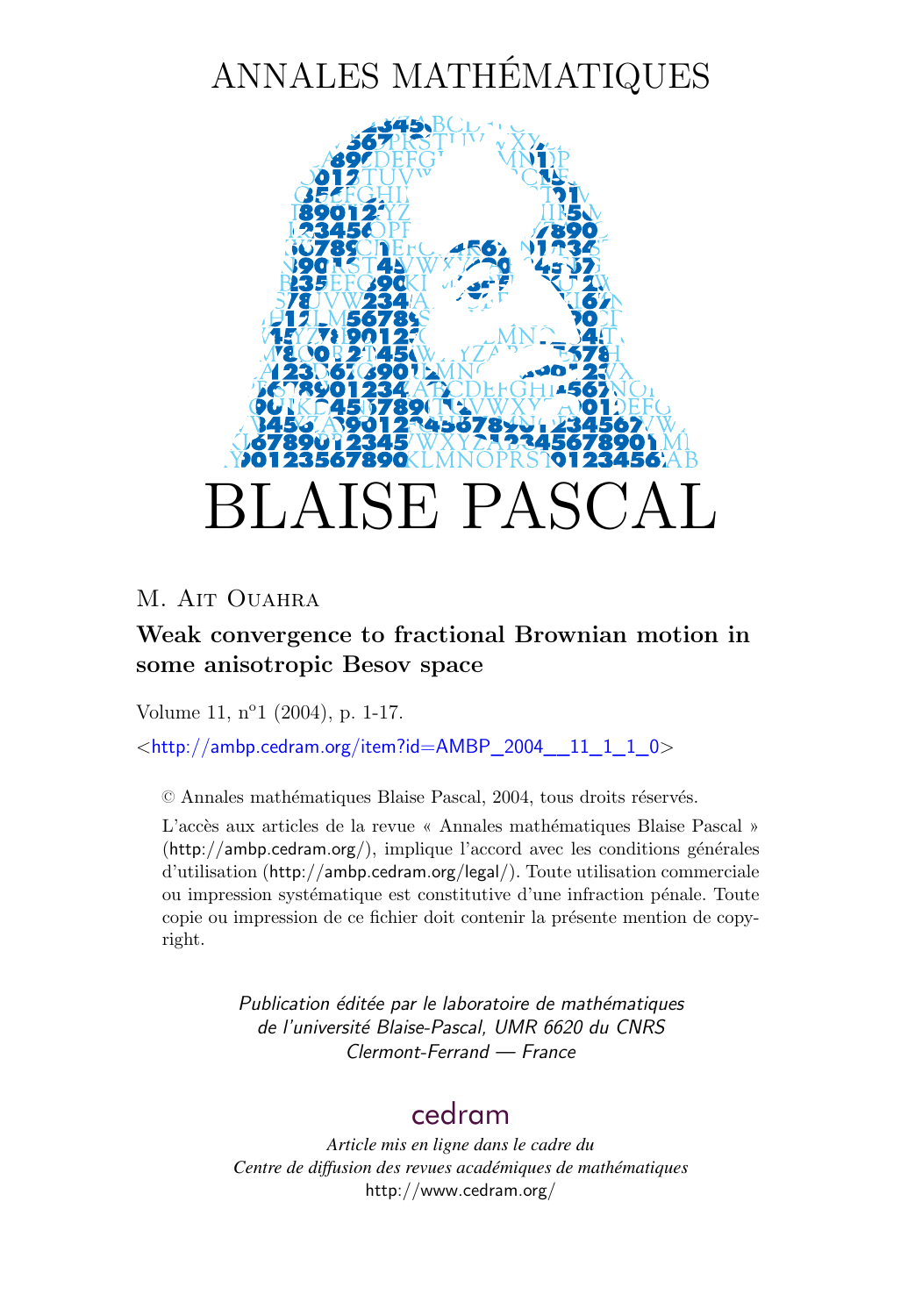# ANNALES MATHÉMATIQUES

# BLAISE PASCAL

M. Ait Ouahra

**Weak convergence to fractional Brownian motion in some anisotropic Besov space**

Volume 11, n$^o$1 (2004), p. 1-17.

<http://ambp.cedram.org/item?id=AMBP_2004__11_1_1_0>

© Annales mathématiques Blaise Pascal, 2004, tous droits réservés.

L'accès aux articles de la revue « Annales mathématiques Blaise Pascal » (http://ambp.cedram.org/), implique l'accord avec les conditions générales d'utilisation (http://ambp.cedram.org/legal/). Toute utilisation commerciale ou impression systématique est constitutive d'une infraction pénale. Toute copie ou impression de ce fichier doit contenir la présente mention de copyright.

*Publication éditée par le laboratoire de mathématiques de l'université Blaise-Pascal, UMR 6620 du CNRS Clermont-Ferrand — France*

cedram

*Article mis en ligne dans le cadre du Centre de diffusion des revues académiques de mathématiques*
http://www.cedram.org/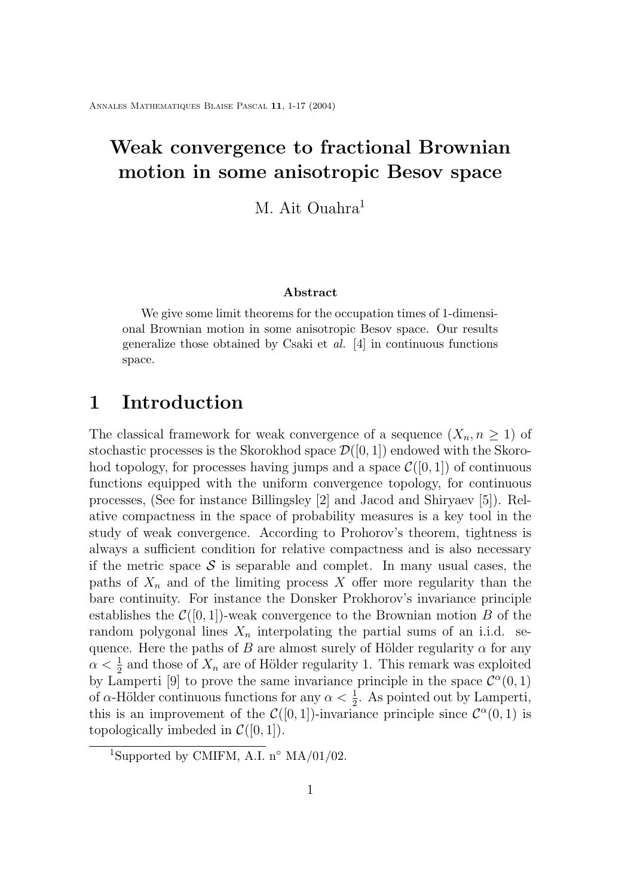# Weak convergence to fractional Brownian motion in some anisotropic Besov space

M. Ait Ouahra[1]

### Abstract

We give some limit theorems for the occupation times of 1-dimensional Brownian motion in some anisotropic Besov space. Our results generalize those obtained by Csaki et *al.* [4] in continuous functions space.

# 1 Introduction

The classical framework for weak convergence of a sequence $(X_n, n \geq 1)$ of stochastic processes is the Skorokhod space $\mathcal{D}([0,1])$ endowed with the Skorohod topology, for processes having jumps and a space $\mathcal{C}([0,1])$ of continuous functions equipped with the uniform convergence topology, for continuous processes, (See for instance Billingsley [2] and Jacod and Shiryaev [5]). Relative compactness in the space of probability measures is a key tool in the study of weak convergence. According to Prohorov's theorem, tightness is always a sufficient condition for relative compactness and is also necessary if the metric space $\mathcal{S}$ is separable and complet. In many usual cases, the paths of $X_n$ and of the limiting process $X$ offer more regularity than the bare continuity. For instance the Donsker Prokhorov's invariance principle establishes the $\mathcal{C}([0,1])$-weak convergence to the Brownian motion $B$ of the random polygonal lines $X_n$ interpolating the partial sums of an i.i.d. sequence. Here the paths of $B$ are almost surely of Hölder regularity $\alpha$ for any $\alpha < \frac{1}{2}$ and those of $X_n$ are of Hölder regularity 1. This remark was exploited by Lamperti [9] to prove the same invariance principle in the space $\mathcal{C}^\alpha(0,1)$ of $\alpha$-Hölder continuous functions for any $\alpha < \frac{1}{2}$. As pointed out by Lamperti, this is an improvement of the $\mathcal{C}([0,1])$-invariance principle since $\mathcal{C}^\alpha(0,1)$ is topologically imbeded in $\mathcal{C}([0,1])$.

[1] Supported by CMIFM, A.I. n° MA/01/02.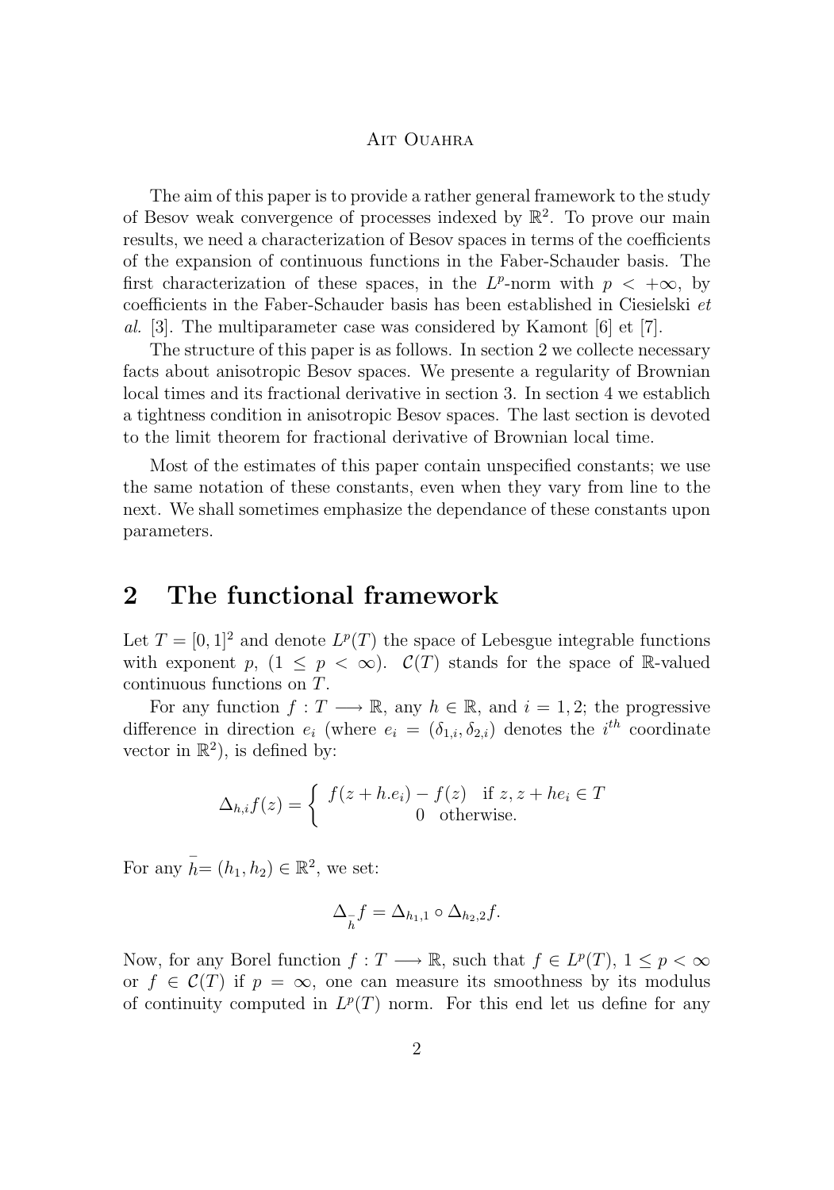The aim of this paper is to provide a rather general framework to the study of Besov weak convergence of processes indexed by $\mathbb{R}^2$. To prove our main results, we need a characterization of Besov spaces in terms of the coefficients of the expansion of continuous functions in the Faber-Schauder basis. The first characterization of these spaces, in the $L^p$-norm with $p < +\infty$, by coefficients in the Faber-Schauder basis has been established in Ciesielski *et al.* [3]. The multiparameter case was considered by Kamont [6] et [7].

The structure of this paper is as follows. In section 2 we collecte necessary facts about anisotropic Besov spaces. We presente a regularity of Brownian local times and its fractional derivative in section 3. In section 4 we establich a tightness condition in anisotropic Besov spaces. The last section is devoted to the limit theorem for fractional derivative of Brownian local time.

Most of the estimates of this paper contain unspecified constants; we use the same notation of these constants, even when they vary from line to the next. We shall sometimes emphasize the dependance of these constants upon parameters.

## 2 The functional framework

Let $T = [0,1]^2$ and denote $L^p(T)$ the space of Lebesgue integrable functions with exponent $p$, $(1 \leq p < \infty)$. $\mathcal{C}(T)$ stands for the space of $\mathbb{R}$-valued continuous functions on $T$.

For any function $f : T \longrightarrow \mathbb{R}$, any $h \in \mathbb{R}$, and $i = 1, 2$; the progressive difference in direction $e_i$ (where $e_i = (\delta_{1,i}, \delta_{2,i})$ denotes the $i^{th}$ coordinate vector in $\mathbb{R}^2$), is defined by:

$$\Delta_{h,i} f(z) = \begin{cases} f(z + h.e_i) - f(z) & \text{if } z, z + he_i \in T \\ 0 & \text{otherwise.} \end{cases}$$

For any $\bar{h} = (h_1, h_2) \in \mathbb{R}^2$, we set:

$$\Delta_{\bar{h}} f = \Delta_{h_1,1} \circ \Delta_{h_2,2} f.$$

Now, for any Borel function $f : T \longrightarrow \mathbb{R}$, such that $f \in L^p(T)$, $1 \leq p < \infty$ or $f \in \mathcal{C}(T)$ if $p = \infty$, one can measure its smoothness by its modulus of continuity computed in $L^p(T)$ norm. For this end let us define for any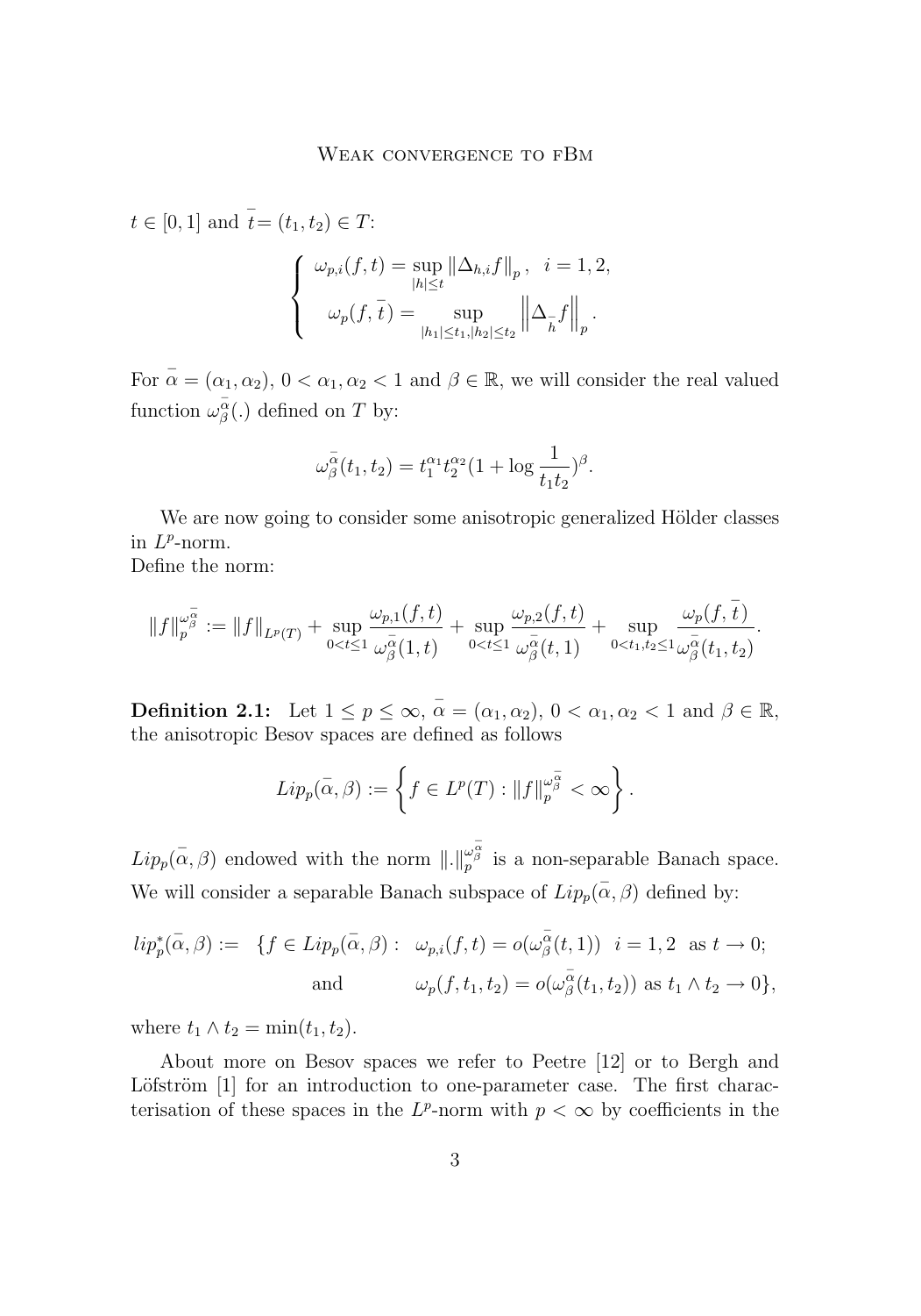$t \in [0,1]$ and $\bar{t} = (t_1, t_2) \in T$:

$$\left\{ \begin{array}{l} \omega_{p,i}(f,t) = \sup_{|h| \le t} \left\| \Delta_{h,i} f \right\|_p, \quad i = 1, 2, \\ \omega_p(f, \bar{t}) = \sup_{|h_1| \le t_1, |h_2| \le t_2} \left\| \Delta_{\bar{h}} f \right\|_p. \end{array} \right.$$

For $\bar{\alpha} = (\alpha_1, \alpha_2)$, $0 < \alpha_1, \alpha_2 < 1$ and $\beta \in \mathbb{R}$, we will consider the real valued function $\omega_\beta^{\bar{\alpha}}(.)$ defined on $T$ by:

$$\omega_\beta^{\bar{\alpha}}(t_1, t_2) = t_1^{\alpha_1} t_2^{\alpha_2} (1 + \log \frac{1}{t_1 t_2})^\beta.$$

We are now going to consider some anisotropic generalized Hölder classes in $L^p$-norm.
Define the norm:

$$\|f\|_p^{\omega_\beta^{\bar{\alpha}}} := \|f\|_{L^p(T)} + \sup_{0<t\le 1} \frac{\omega_{p,1}(f,t)}{\omega_\beta^{\bar{\alpha}}(1,t)} + \sup_{0<t\le 1} \frac{\omega_{p,2}(f,t)}{\omega_\beta^{\bar{\alpha}}(t,1)} + \sup_{0<t_1,t_2\le 1} \frac{\omega_p(f,\bar{t})}{\omega_\beta^{\bar{\alpha}}(t_1,t_2)}.$$

**Definition 2.1:** Let $1 \le p \le \infty$, $\bar{\alpha} = (\alpha_1, \alpha_2)$, $0 < \alpha_1, \alpha_2 < 1$ and $\beta \in \mathbb{R}$, the anisotropic Besov spaces are defined as follows

$$Lip_p(\bar{\alpha}, \beta) := \left\{ f \in L^p(T) : \|f\|_p^{\omega_\beta^{\bar{\alpha}}} < \infty \right\}.$$

$Lip_p(\bar{\alpha}, \beta)$ endowed with the norm $\|.\|_p^{\omega_\beta^{\bar{\alpha}}}$ is a non-separable Banach space. We will consider a separable Banach subspace of $Lip_p(\bar{\alpha}, \beta)$ defined by:

$$\begin{aligned} lip_p^*(\bar{\alpha}, \beta) := \ \ & \{ f \in Lip_p(\bar{\alpha}, \beta) : \ \omega_{p,i}(f,t) = o(\omega_\beta^{\bar{\alpha}}(t,1)) \ \ i = 1,2 \ \text{ as } t \to 0; \\ & \text{and} \qquad \omega_p(f, t_1, t_2) = o(\omega_\beta^{\bar{\alpha}}(t_1, t_2)) \text{ as } t_1 \wedge t_2 \to 0 \}, \end{aligned}$$

where $t_1 \wedge t_2 = \min(t_1, t_2)$.

About more on Besov spaces we refer to Peetre [12] or to Bergh and Löfström [1] for an introduction to one-parameter case. The first characterisation of these spaces in the $L^p$-norm with $p < \infty$ by coefficients in the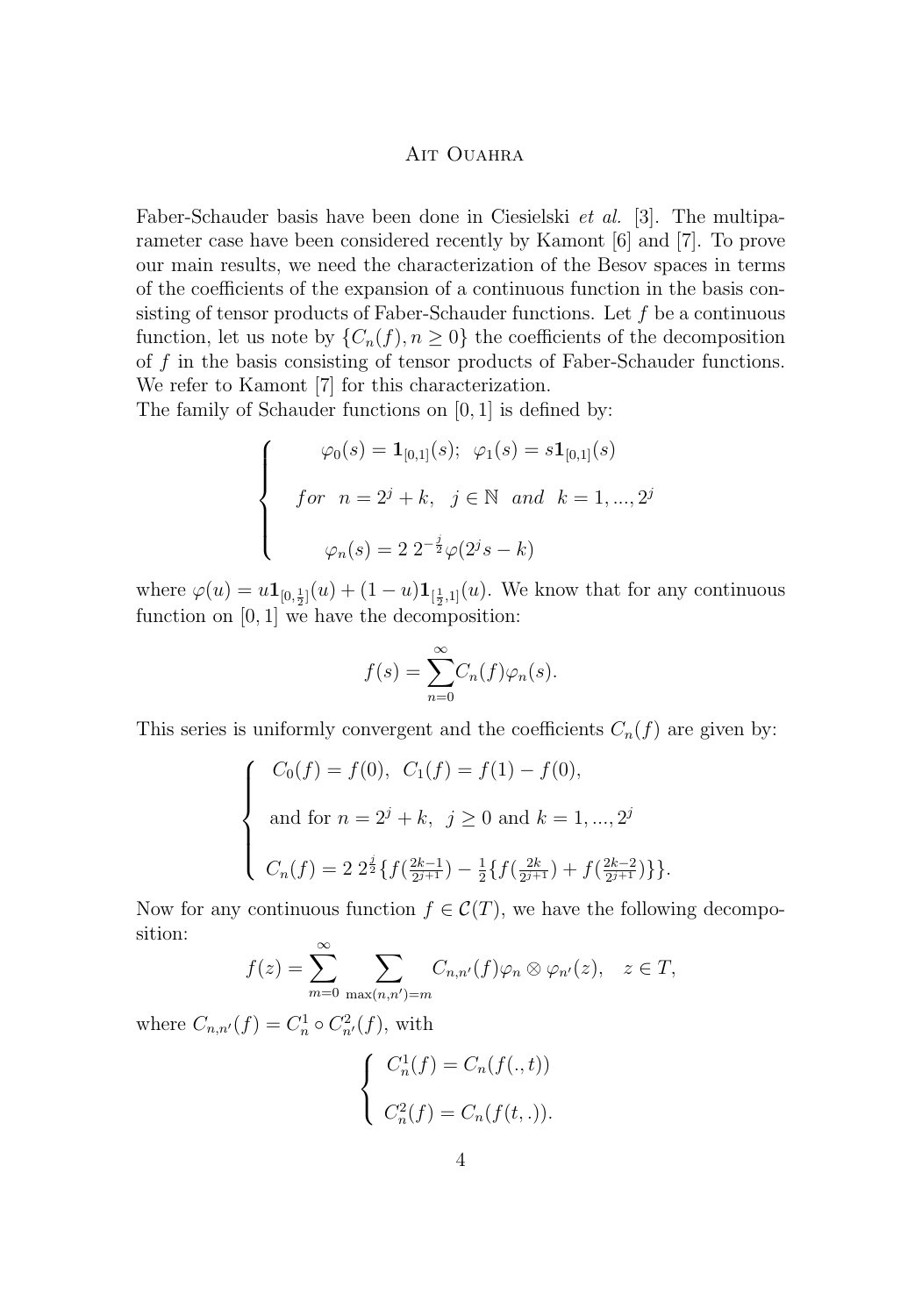Faber-Schauder basis have been done in Ciesielski *et al.* [3]. The multiparameter case have been considered recently by Kamont [6] and [7]. To prove our main results, we need the characterization of the Besov spaces in terms of the coefficients of the expansion of a continuous function in the basis consisting of tensor products of Faber-Schauder functions. Let $f$ be a continuous function, let us note by $\{C_n(f), n \geq 0\}$ the coefficients of the decomposition of $f$ in the basis consisting of tensor products of Faber-Schauder functions. We refer to Kamont [7] for this characterization.
The family of Schauder functions on $[0,1]$ is defined by:

$$\begin{cases} \varphi_0(s) = \mathbf{1}_{[0,1]}(s); \;\; \varphi_1(s) = s\mathbf{1}_{[0,1]}(s) \\ for \;\;\; n = 2^j + k, \;\;\; j \in \mathbb{N} \;\;\; and \;\;\; k = 1, ..., 2^j \\ \varphi_n(s) = 2 \; 2^{-\frac{j}{2}} \varphi(2^j s - k) \end{cases}$$

where $\varphi(u) = u\mathbf{1}_{[0,\frac{1}{2}]}(u) + (1-u)\mathbf{1}_{[\frac{1}{2},1]}(u)$. We know that for any continuous function on $[0,1]$ we have the decomposition:

$$f(s) = \sum_{n=0}^{\infty} C_n(f)\varphi_n(s).$$

This series is uniformly convergent and the coefficients $C_n(f)$ are given by:

$$\begin{cases} C_0(f) = f(0), \;\; C_1(f) = f(1) - f(0), \\ \text{and for } n = 2^j + k, \;\; j \geq 0 \text{ and } k = 1, ..., 2^j \\ C_n(f) = 2 \; 2^{\frac{j}{2}} \{ f(\frac{2k-1}{2^{j+1}}) - \frac{1}{2}\{ f(\frac{2k}{2^{j+1}}) + f(\frac{2k-2}{2^{j+1}}) \} \}. \end{cases}$$

Now for any continuous function $f \in \mathcal{C}(T)$, we have the following decomposition:

$$f(z) = \sum_{m=0}^{\infty} \sum_{\max(n,n')=m} C_{n,n'}(f) \varphi_n \otimes \varphi_{n'}(z), \quad z \in T,$$

where $C_{n,n'}(f) = C_n^1 \circ C_{n'}^2(f)$, with

$$\begin{cases} C_n^1(f) = C_n(f(.,t)) \\ C_n^2(f) = C_n(f(t,.)). \end{cases}$$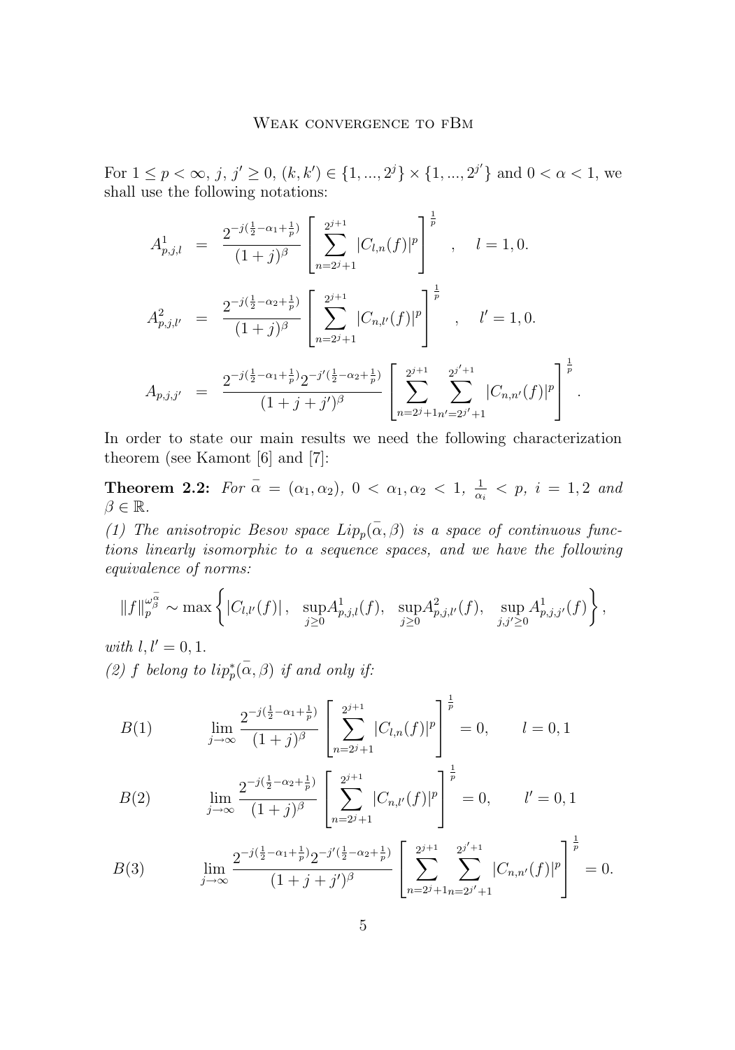For $1 \leq p < \infty$, $j$, $j' \geq 0$, $(k,k') \in \{1,...,2^j\} \times \{1,...,2^{j'}\}$ and $0 < \alpha < 1$, we shall use the following notations:

$$A^1_{p,j,l} \;=\; \frac{2^{-j(\frac{1}{2}-\alpha_1+\frac{1}{p})}}{(1+j)^\beta}\left[\sum_{n=2^j+1}^{2^{j+1}} |C_{l,n}(f)|^p\right]^{\frac{1}{p}} \quad , \quad l = 1, 0.$$

$$A^2_{p,j,l'} \;=\; \frac{2^{-j(\frac{1}{2}-\alpha_2+\frac{1}{p})}}{(1+j)^\beta}\left[\sum_{n=2^j+1}^{2^{j+1}} |C_{n,l'}(f)|^p\right]^{\frac{1}{p}} \quad , \quad l' = 1, 0.$$

$$A_{p,j,j'} \;=\; \frac{2^{-j(\frac{1}{2}-\alpha_1+\frac{1}{p})}2^{-j'(\frac{1}{2}-\alpha_2+\frac{1}{p})}}{(1+j+j')^\beta}\left[\sum_{n=2^j+1}^{2^{j+1}}\sum_{n'=2^{j'}+1}^{2^{j'+1}} |C_{n,n'}(f)|^p\right]^{\frac{1}{p}}.$$

In order to state our main results we need the following characterization theorem (see Kamont [6] and [7]:

**Theorem 2.2:** *For $\bar{\alpha} = (\alpha_1, \alpha_2)$, $0 < \alpha_1, \alpha_2 < 1$, $\frac{1}{\alpha_i} < p$, $i = 1, 2$ and $\beta \in \mathbb{R}$.*

*(1) The anisotropic Besov space $Lip_p(\bar{\alpha}, \beta)$ is a space of continuous functions linearly isomorphic to a sequence spaces, and we have the following equivalence of norms:*

$$\|f\|_p^{\omega_\beta^{\bar{\alpha}}} \sim \max\left\{|C_{l,l'}(f)|\,, \quad \sup_{j\geq 0} A^1_{p,j,l}(f), \quad \sup_{j\geq 0} A^2_{p,j,l'}(f), \quad \sup_{j,j'\geq 0} A^1_{p,j,j'}(f)\right\},$$

*with $l, l' = 0, 1$.*

*(2) $f$ belong to $lip^*_p(\bar{\alpha}, \beta)$ if and only if:*

$$B(1) \qquad \lim_{j\to\infty} \frac{2^{-j(\frac{1}{2}-\alpha_1+\frac{1}{p})}}{(1+j)^\beta}\left[\sum_{n=2^j+1}^{2^{j+1}} |C_{l,n}(f)|^p\right]^{\frac{1}{p}} = 0, \qquad l = 0, 1$$

$$B(2) \qquad \lim_{j\to\infty} \frac{2^{-j(\frac{1}{2}-\alpha_2+\frac{1}{p})}}{(1+j)^\beta}\left[\sum_{n=2^j+1}^{2^{j+1}} |C_{n,l'}(f)|^p\right]^{\frac{1}{p}} = 0, \qquad l' = 0, 1$$

$$B(3) \qquad \lim_{j\to\infty} \frac{2^{-j(\frac{1}{2}-\alpha_1+\frac{1}{p})}2^{-j'(\frac{1}{2}-\alpha_2+\frac{1}{p})}}{(1+j+j')^\beta}\left[\sum_{n=2^j+1}^{2^{j+1}}\sum_{n=2^{j'}+1}^{2^{j'+1}} |C_{n,n'}(f)|^p\right]^{\frac{1}{p}} = 0.$$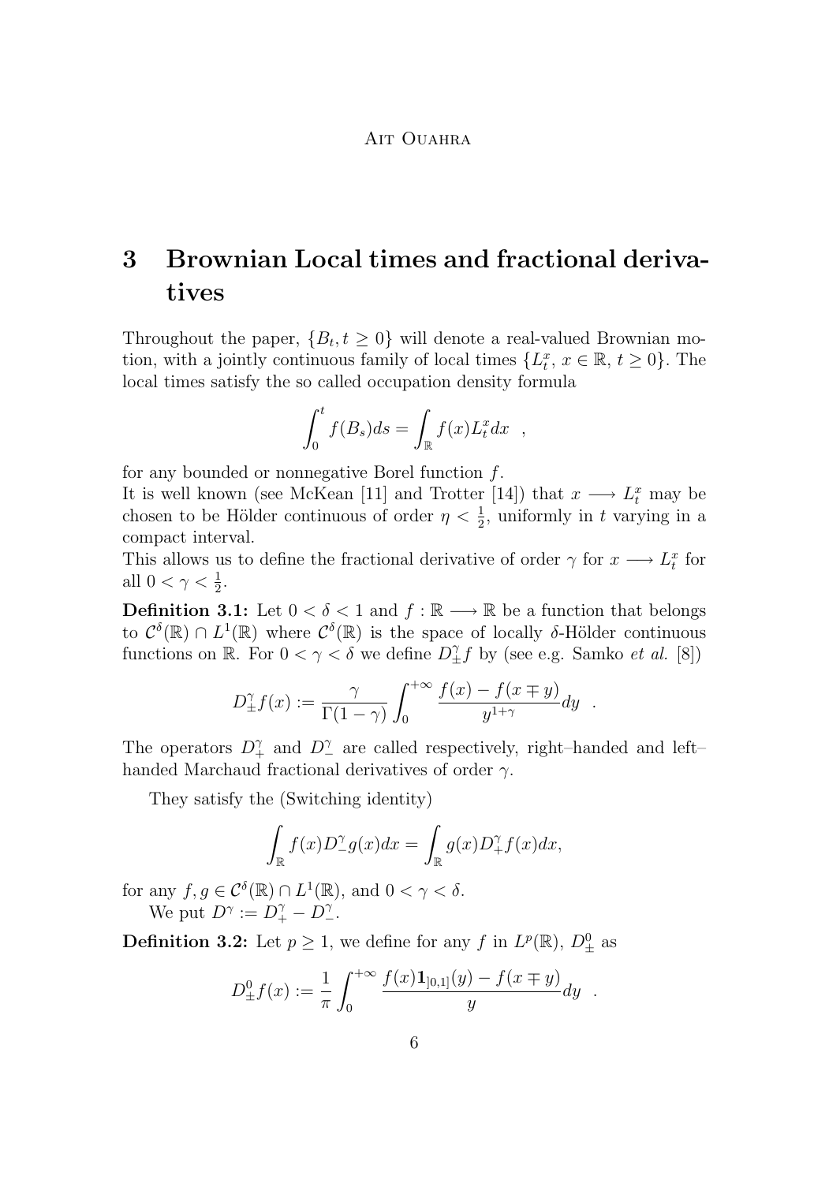# 3 Brownian Local times and fractional derivatives

Throughout the paper, $\{B_t, t \geq 0\}$ will denote a real-valued Brownian motion, with a jointly continuous family of local times $\{L_t^x,\, x \in \mathbb{R},\, t \geq 0\}$. The local times satisfy the so called occupation density formula

$$\int_0^t f(B_s)ds = \int_{\mathbb{R}} f(x) L_t^x dx \quad ,$$

for any bounded or nonnegative Borel function $f$.
It is well known (see McKean [11] and Trotter [14]) that $x \longrightarrow L_t^x$ may be chosen to be Hölder continuous of order $\eta < \frac{1}{2}$, uniformly in $t$ varying in a compact interval.
This allows us to define the fractional derivative of order $\gamma$ for $x \longrightarrow L_t^x$ for all $0 < \gamma < \frac{1}{2}$.

**Definition 3.1:** Let $0 < \delta < 1$ and $f : \mathbb{R} \longrightarrow \mathbb{R}$ be a function that belongs to $\mathcal{C}^\delta(\mathbb{R}) \cap L^1(\mathbb{R})$ where $\mathcal{C}^\delta(\mathbb{R})$ is the space of locally $\delta$-Hölder continuous functions on $\mathbb{R}$. For $0 < \gamma < \delta$ we define $D_\pm^\gamma f$ by (see e.g. Samko *et al.* [8])

$$D_\pm^\gamma f(x) := \frac{\gamma}{\Gamma(1-\gamma)} \int_0^{+\infty} \frac{f(x) - f(x \mp y)}{y^{1+\gamma}} dy \quad .$$

The operators $D_+^\gamma$ and $D_-^\gamma$ are called respectively, right–handed and left–handed Marchaud fractional derivatives of order $\gamma$.

They satisfy the (Switching identity)

$$\int_{\mathbb{R}} f(x) D_-^\gamma g(x) dx = \int_{\mathbb{R}} g(x) D_+^\gamma f(x) dx,$$

for any $f, g \in \mathcal{C}^\delta(\mathbb{R}) \cap L^1(\mathbb{R})$, and $0 < \gamma < \delta$.

We put $D^\gamma := D_+^\gamma - D_-^\gamma$.

**Definition 3.2:** Let $p \geq 1$, we define for any $f$ in $L^p(\mathbb{R})$, $D_\pm^0$ as

$$D_\pm^0 f(x) := \frac{1}{\pi} \int_0^{+\infty} \frac{f(x) \mathbf{1}_{]0,1]}(y) - f(x \mp y)}{y} dy \quad .$$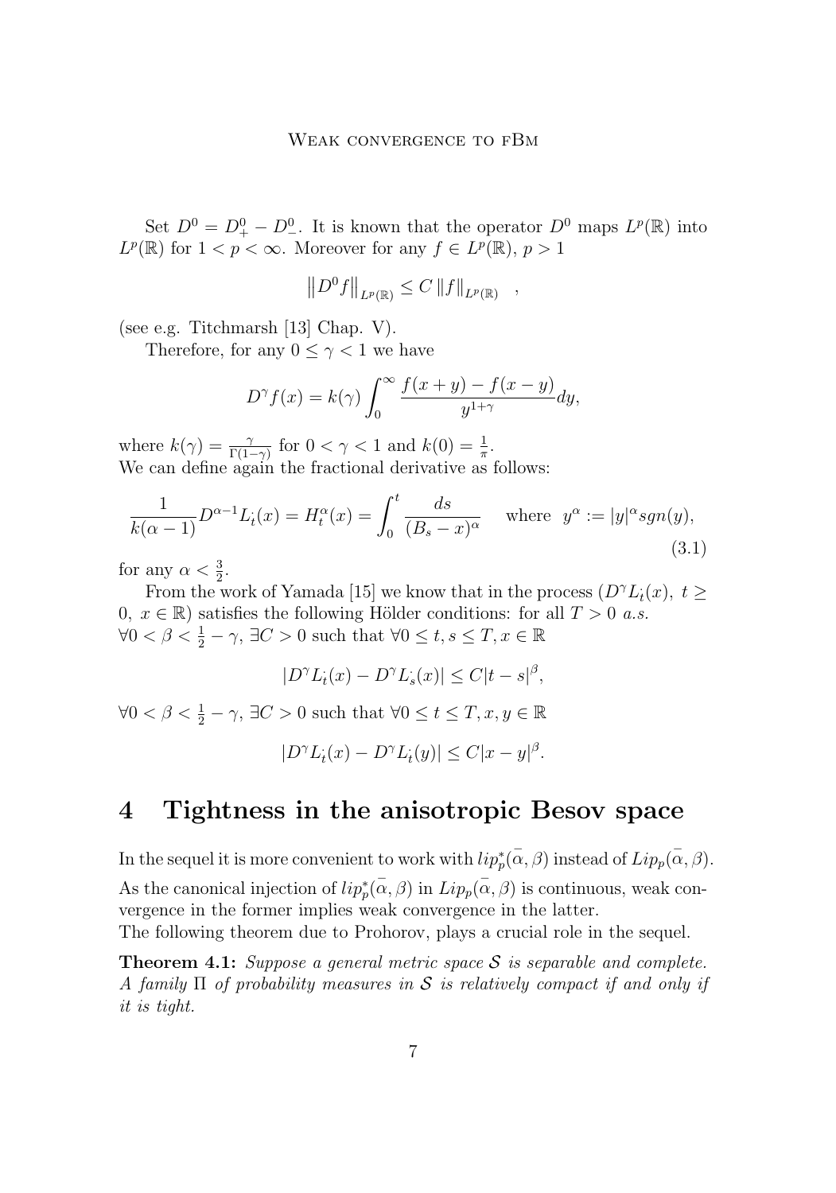Set $D^0 = D^0_+ - D^0_-$. It is known that the operator $D^0$ maps $L^p(\mathbb{R})$ into $L^p(\mathbb{R})$ for $1 < p < \infty$. Moreover for any $f \in L^p(\mathbb{R})$, $p > 1$

$$\left\| D^0 f \right\|_{L^p(\mathbb{R})} \leq C \left\| f \right\|_{L^p(\mathbb{R})} \quad ,$$

(see e.g. Titchmarsh [13] Chap. V).

Therefore, for any $0 \leq \gamma < 1$ we have

$$D^\gamma f(x) = k(\gamma) \int_0^\infty \frac{f(x+y) - f(x-y)}{y^{1+\gamma}} dy,$$

where $k(\gamma) = \frac{\gamma}{\Gamma(1-\gamma)}$ for $0 < \gamma < 1$ and $k(0) = \frac{1}{\pi}$.
We can define again the fractional derivative as follows:

$$\frac{1}{k(\alpha - 1)} D^{\alpha-1} L_t^{\cdot}(x) = H_t^\alpha(x) = \int_0^t \frac{ds}{(B_s - x)^\alpha} \quad \text{ where } \; y^\alpha := |y|^\alpha sgn(y), \tag{3.1}$$

for any $\alpha < \frac{3}{2}$.

From the work of Yamada [15] we know that in the process $(D^\gamma L_t(x),\ t \geq 0,\ x \in \mathbb{R})$ satisfies the following Hölder conditions: for all $T > 0$ *a.s.*
$\forall 0 < \beta < \frac{1}{2} - \gamma$, $\exists C > 0$ such that $\forall 0 \leq t, s \leq T, x \in \mathbb{R}$

$$|D^\gamma L_t^{\cdot}(x) - D^\gamma L_s^{\cdot}(x)| \leq C |t - s|^\beta,$$

$\forall 0 < \beta < \frac{1}{2} - \gamma$, $\exists C > 0$ such that $\forall 0 \leq t \leq T, x, y \in \mathbb{R}$

$$|D^\gamma L_t^{\cdot}(x) - D^\gamma L_t^{\cdot}(y)| \leq C |x - y|^\beta.$$

# 4 Tightness in the anisotropic Besov space

In the sequel it is more convenient to work with $lip_p^*(\bar{\alpha}, \beta)$ instead of $Lip_p(\bar{\alpha}, \beta)$. As the canonical injection of $lip_p^*(\bar{\alpha}, \beta)$ in $Lip_p(\bar{\alpha}, \beta)$ is continuous, weak convergence in the former implies weak convergence in the latter.
The following theorem due to Prohorov, plays a crucial role in the sequel.

**Theorem 4.1:** *Suppose a general metric space $\mathcal{S}$ is separable and complete. A family $\Pi$ of probability measures in $\mathcal{S}$ is relatively compact if and only if it is tight.*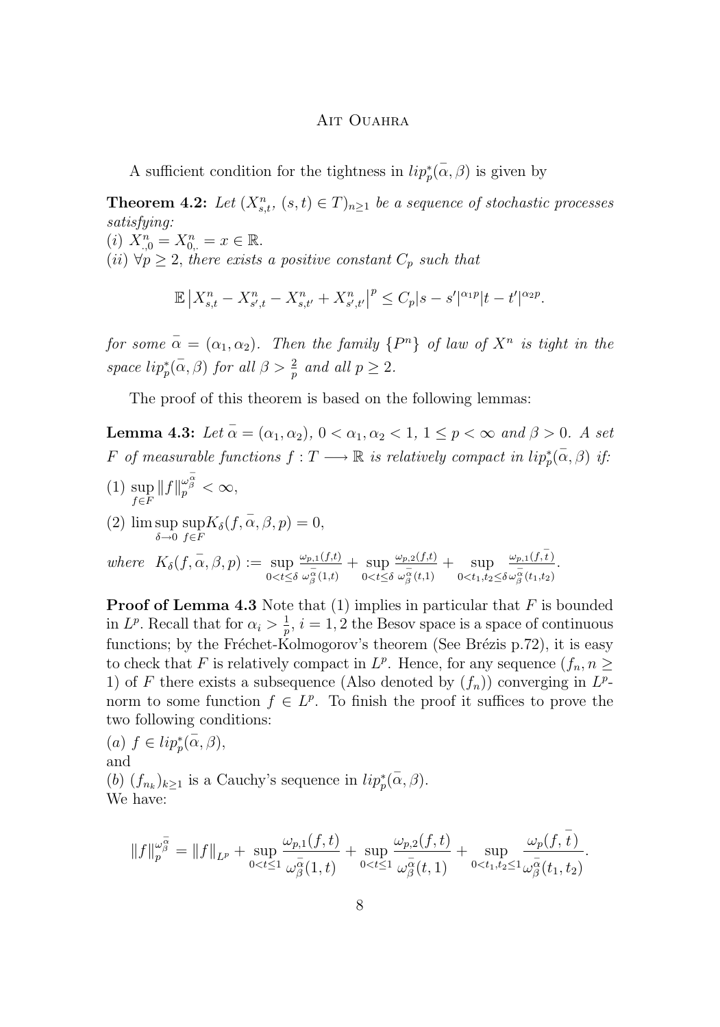A sufficient condition for the tightness in $lip_p^*(\bar{\alpha}, \beta)$ is given by

**Theorem 4.2:** *Let $(X^n_{s,t},\ (s,t) \in T)_{n\geq 1}$ be a sequence of stochastic processes satisfying:*
*(i) $X^n_{.,0} = X^n_{0,.} = x \in \mathbb{R}$.*
*(ii) $\forall p \geq 2$, there exists a positive constant $C_p$ such that*

$$\mathbb{E}\left|X^n_{s,t} - X^n_{s',t} - X^n_{s,t'} + X^n_{s',t'}\right|^p \leq C_p |s - s'|^{\alpha_1 p} |t - t'|^{\alpha_2 p}.$$

*for some $\bar{\alpha} = (\alpha_1, \alpha_2)$. Then the family $\{P^n\}$ of law of $X^n$ is tight in the space $lip_p^*(\bar{\alpha}, \beta)$ for all $\beta > \frac{2}{p}$ and all $p \geq 2$.*

The proof of this theorem is based on the following lemmas:

**Lemma 4.3:** *Let $\bar{\alpha} = (\alpha_1, \alpha_2)$, $0 < \alpha_1, \alpha_2 < 1$, $1 \leq p < \infty$ and $\beta > 0$. A set $F$ of measurable functions $f : T \longrightarrow \mathbb{R}$ is relatively compact in $lip_p^*(\bar{\alpha}, \beta)$ if:*
*(1) $\sup\limits_{f \in F} \|f\|_p^{\omega_\beta^{\bar{\alpha}}} < \infty$,*
*(2) $\lim\limits_{\delta \to 0} \sup\limits_{f \in F} K_\delta(f, \bar{\alpha}, \beta, p) = 0$,*
*where* $K_\delta(f, \bar{\alpha}, \beta, p) := \sup\limits_{0<t\leq\delta} \frac{\omega_{p,1}(f,t)}{\omega_\beta^{\bar{\alpha}}(1,t)} + \sup\limits_{0<t\leq\delta} \frac{\omega_{p,2}(f,t)}{\omega_\beta^{\bar{\alpha}}(t,1)} + \sup\limits_{0<t_1,t_2\leq\delta} \frac{\omega_{p,1}(f,\bar{t})}{\omega_\beta^{\bar{\alpha}}(t_1,t_2)}$.

**Proof of Lemma 4.3** Note that (1) implies in particular that $F$ is bounded in $L^p$. Recall that for $\alpha_i > \frac{1}{p}$, $i = 1, 2$ the Besov space is a space of continuous functions; by the Fréchet-Kolmogorov's theorem (See Brézis p.72), it is easy to check that $F$ is relatively compact in $L^p$. Hence, for any sequence $(f_n, n \geq 1)$ of $F$ there exists a subsequence (Also denoted by $(f_n)$) converging in $L^p$-norm to some function $f \in L^p$. To finish the proof it suffices to prove the two following conditions:

$(a)$ $f \in lip_p^*(\bar{\alpha}, \beta)$,
and
$(b)$ $(f_{n_k})_{k\geq 1}$ is a Cauchy's sequence in $lip_p^*(\bar{\alpha}, \beta)$.
We have:

$$\|f\|_p^{\omega_\beta^{\bar{\alpha}}} = \|f\|_{L^p} + \sup_{0<t\leq 1} \frac{\omega_{p,1}(f,t)}{\omega_\beta^{\bar{\alpha}}(1,t)} + \sup_{0<t\leq 1} \frac{\omega_{p,2}(f,t)}{\omega_\beta^{\bar{\alpha}}(t,1)} + \sup_{0<t_1,t_2\leq 1} \frac{\omega_p(f,\bar{t})}{\omega_\beta^{\bar{\alpha}}(t_1,t_2)}.$$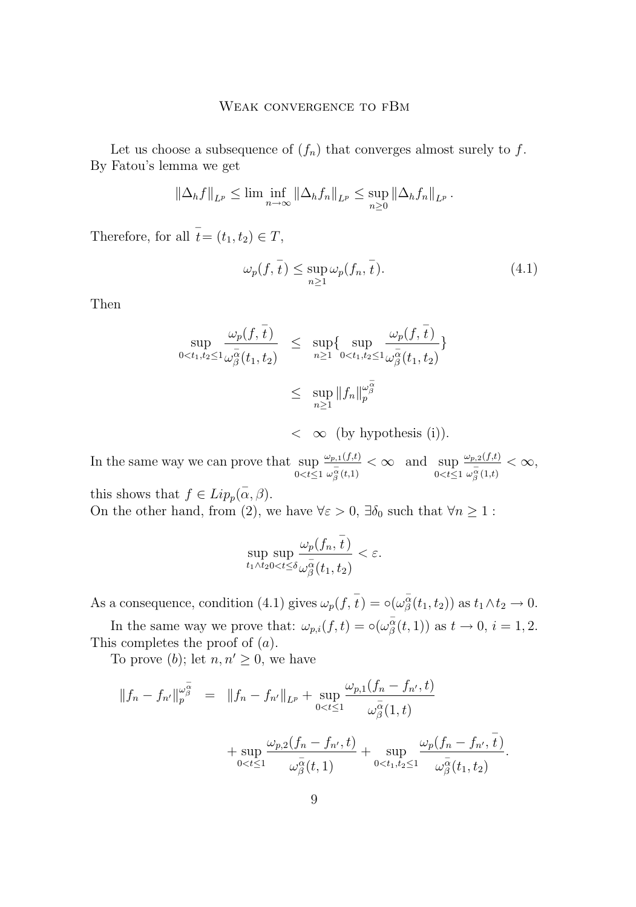Let us choose a subsequence of $(f_n)$ that converges almost surely to $f$. By Fatou's lemma we get

$$\|\Delta_h f\|_{L^p} \leq \liminf_{n\to\infty} \|\Delta_h f_n\|_{L^p} \leq \sup_{n\geq 0} \|\Delta_h f_n\|_{L^p}.$$

Therefore, for all $\bar{t} = (t_1, t_2) \in T$,

$$\omega_p(f, \bar{t}) \leq \sup_{n\geq 1} \omega_p(f_n, \bar{t}). \tag{4.1}$$

Then

$$\begin{aligned}
\sup_{0<t_1,t_2\leq 1} \frac{\omega_p(f, \bar{t})}{\omega_\beta^{\bar{\alpha}}(t_1,t_2)} &\leq \sup_{n\geq 1}\Big\{ \sup_{0<t_1,t_2\leq 1} \frac{\omega_p(f, \bar{t})}{\omega_\beta^{\bar{\alpha}}(t_1,t_2)}\Big\} \\
&\leq \sup_{n\geq 1} \|f_n\|_p^{\omega_\beta^{\bar{\alpha}}} \\
&< \infty \quad \text{(by hypothesis (i))}.
\end{aligned}$$

In the same way we can prove that $\sup_{0<t\leq 1} \frac{\omega_{p,1}(f,t)}{\omega_\beta^{\bar{\alpha}}(t,1)} < \infty$ and $\sup_{0<t\leq 1} \frac{\omega_{p,2}(f,t)}{\omega_\beta^{\bar{\alpha}}(1,t)} < \infty$, this shows that $f \in Lip_p(\bar{\alpha}, \beta)$.

On the other hand, from (2), we have $\forall \varepsilon > 0$, $\exists \delta_0$ such that $\forall n \geq 1$ :

$$\sup_{t_1\wedge t_2} \sup_{0<t\leq\delta} \frac{\omega_p(f_n, \bar{t})}{\omega_\beta^{\bar{\alpha}}(t_1,t_2)} < \varepsilon.$$

As a consequence, condition (4.1) gives $\omega_p(f, \bar{t}) = \circ(\omega_\beta^{\bar{\alpha}}(t_1,t_2))$ as $t_1 \wedge t_2 \to 0$.

In the same way we prove that: $\omega_{p,i}(f,t) = \circ(\omega_\beta^{\bar{\alpha}}(t,1))$ as $t \to 0$, $i = 1, 2$. This completes the proof of $(a)$.

To prove $(b)$; let $n, n' \geq 0$, we have

$$\begin{aligned}
\|f_n - f_{n'}\|_p^{\omega_\beta^{\bar{\alpha}}} &= \|f_n - f_{n'}\|_{L^p} + \sup_{0<t\leq 1} \frac{\omega_{p,1}(f_n - f_{n'}, t)}{\omega_\beta^{\bar{\alpha}}(1,t)} \\
&\quad + \sup_{0<t\leq 1} \frac{\omega_{p,2}(f_n - f_{n'}, t)}{\omega_\beta^{\bar{\alpha}}(t,1)} + \sup_{0<t_1,t_2\leq 1} \frac{\omega_p(f_n - f_{n'}, \bar{t})}{\omega_\beta^{\bar{\alpha}}(t_1,t_2)}.
\end{aligned}$$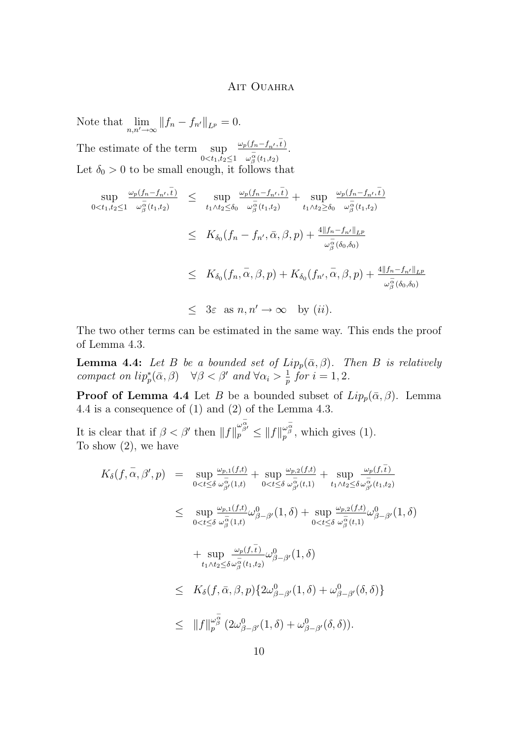Note that $\lim_{n,n'\to\infty} \|f_n - f_{n'}\|_{L^p} = 0$.

The estimate of the term $\sup_{0<t_1,t_2\leq 1} \frac{\omega_p(f_n-f_{n'},\bar{t})}{\omega_\beta^{\bar{\alpha}}(t_1,t_2)}$.

Let $\delta_0 > 0$ to be small enough, it follows that

$$
\begin{aligned}
\sup_{0<t_1,t_2\leq 1} \frac{\omega_p(f_n-f_{n'},\bar{t})}{\omega_\beta^{\bar{\alpha}}(t_1,t_2)} &\leq \sup_{t_1\wedge t_2\leq\delta_0} \frac{\omega_p(f_n-f_{n'},\bar{t})}{\omega_\beta^{\bar{\alpha}}(t_1,t_2)} + \sup_{t_1\wedge t_2\geq\delta_0} \frac{\omega_p(f_n-f_{n'},\bar{t})}{\omega_\beta^{\bar{\alpha}}(t_1,t_2)} \\
&\leq K_{\delta_0}(f_n - f_{n'}, \bar{\alpha}, \beta, p) + \frac{4\|f_n-f_{n'}\|_{L^p}}{\omega_\beta^{\bar{\alpha}}(\delta_0,\delta_0)} \\
&\leq K_{\delta_0}(f_n, \bar{\alpha}, \beta, p) + K_{\delta_0}(f_{n'}, \bar{\alpha}, \beta, p) + \frac{4\|f_n-f_{n'}\|_{L^p}}{\omega_\beta^{\bar{\alpha}}(\delta_0,\delta_0)} \\
&\leq 3\varepsilon \quad \text{as } n, n' \to \infty \quad \text{by } (ii).
\end{aligned}
$$

The two other terms can be estimated in the same way. This ends the proof of Lemma 4.3.

**Lemma 4.4:** *Let $B$ be a bounded set of $Lip_p(\bar{\alpha}, \beta)$. Then $B$ is relatively compact on $lip_p^*(\bar{\alpha}, \beta)$ $\quad\forall \beta < \beta'$ and $\forall \alpha_i > \frac{1}{p}$ for $i = 1, 2$.*

**Proof of Lemma 4.4** Let $B$ be a bounded subset of $Lip_p(\bar{\alpha}, \beta)$. Lemma 4.4 is a consequence of (1) and (2) of the Lemma 4.3.

It is clear that if $\beta < \beta'$ then $\|f\|_p^{\omega_{\beta'}^{\bar{\alpha}}} \leq \|f\|_p^{\omega_\beta^{\bar{\alpha}}}$, which gives (1).
To show (2), we have

$$
\begin{aligned}
K_\delta(f, \bar{\alpha}, \beta', p) &= \sup_{0<t\leq\delta} \frac{\omega_{p,1}(f,t)}{\omega_{\beta'}^{\bar{\alpha}}(1,t)} + \sup_{0<t\leq\delta} \frac{\omega_{p,2}(f,t)}{\omega_{\beta'}^{\bar{\alpha}}(t,1)} + \sup_{t_1\wedge t_2\leq\delta} \frac{\omega_p(f,\bar{t})}{\omega_{\beta'}^{\bar{\alpha}}(t_1,t_2)} \\
&\leq \sup_{0<t\leq\delta} \frac{\omega_{p,1}(f,t)}{\omega_\beta^{\bar{\alpha}}(1,t)} \omega_{\beta-\beta'}^0(1,\delta) + \sup_{0<t\leq\delta} \frac{\omega_{p,2}(f,t)}{\omega_\beta^{\bar{\alpha}}(t,1)} \omega_{\beta-\beta'}^0(1,\delta) \\
&\quad + \sup_{t_1\wedge t_2\leq\delta} \frac{\omega_p(f,\bar{t})}{\omega_\beta^{\bar{\alpha}}(t_1,t_2)} \omega_{\beta-\beta'}^0(1,\delta) \\
&\leq K_\delta(f, \bar{\alpha}, \beta, p)\{2\omega_{\beta-\beta'}^0(1,\delta) + \omega_{\beta-\beta'}^0(\delta,\delta)\} \\
&\leq \|f\|_p^{\omega_\beta^{\bar{\alpha}}} (2\omega_{\beta-\beta'}^0(1,\delta) + \omega_{\beta-\beta'}^0(\delta,\delta)).
\end{aligned}
$$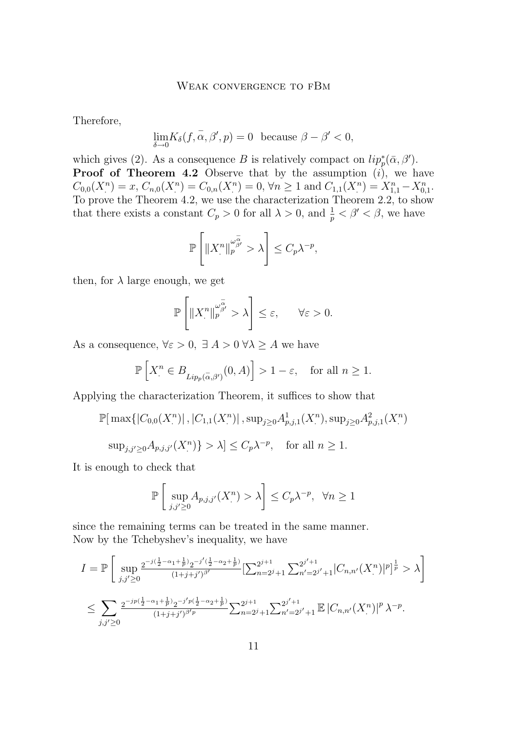Therefore,

$$\lim_{\delta\to 0} K_\delta(f, \bar{\alpha}, \beta', p) = 0 \text{ because } \beta - \beta' < 0,$$

which gives (2). As a consequence $B$ is relatively compact on $lip_p^*(\bar{\alpha}, \beta')$.

**Proof of Theorem 4.2** Observe that by the assumption $(i)$, we have $C_{0,0}(X_.^n) = x$, $C_{n,0}(X_.^n) = C_{0,n}(X_.^n) = 0$, $\forall n \geq 1$ and $C_{1,1}(X_.^n) = X_{1,1}^n - X_{0,1}^n$. To prove the Theorem 4.2, we use the characterization Theorem 2.2, to show that there exists a constant $C_p > 0$ for all $\lambda > 0$, and $\frac{1}{p} < \beta' < \beta$, we have

$$\mathbb{P}\left[ \|X_.^n\|_p^{\omega_{\beta'}^{\bar{\alpha}}} > \lambda \right] \leq C_p \lambda^{-p},$$

then, for $\lambda$ large enough, we get

$$\mathbb{P}\left[ \|X_.^n\|_p^{\omega_{\beta'}^{\bar{\alpha}}} > \lambda \right] \leq \varepsilon, \qquad \forall \varepsilon > 0.$$

As a consequence, $\forall \varepsilon > 0,\ \exists\, A > 0\ \forall \lambda \geq A$ we have

$$\mathbb{P}\left[ X_.^n \in B_{Lip_p(\bar{\alpha},\beta')}(0, A) \right] > 1 - \varepsilon, \quad \text{for all } n \geq 1.$$

Applying the characterization Theorem, it suffices to show that

$$\mathbb{P}[\max\{|C_{0,0}(X_.^n)|, |C_{1,1}(X_.^n)|, \sup_{j\geq 0} A_{p,j,1}^1(X_.^n), \sup_{j\geq 0} A_{p,j,1}^2(X_.^n)$$

$$\sup_{j,j'\geq 0} A_{p,j,j'}(X_.^n)\} > \lambda] \leq C_p \lambda^{-p}, \quad \text{for all } n \geq 1.$$

It is enough to check that

$$\mathbb{P}\left[ \sup_{j,j'\geq 0} A_{p,j,j'}(X_.^n) > \lambda \right] \leq C_p \lambda^{-p}, \ \ \forall n \geq 1$$

since the remaining terms can be treated in the same manner.
Now by the Tchebyshev's inequality, we have

$$I = \mathbb{P}\left[ \sup_{j,j'\geq 0} \frac{2^{-j(\frac{1}{2}-\alpha_1+\frac{1}{p})} 2^{-j'(\frac{1}{2}-\alpha_2+\frac{1}{p})}}{(1+j+j')^{\beta'}} \left[\sum_{n=2^j+1}^{2^{j+1}} \sum_{n'=2^{j'}+1}^{2^{j'+1}} |C_{n,n'}(X_.^n)|^p\right]^{\frac{1}{p}} > \lambda \right]$$

$$\leq \sum_{j,j'\geq 0} \frac{2^{-jp(\frac{1}{2}-\alpha_1+\frac{1}{p})} 2^{-j'p(\frac{1}{2}-\alpha_2+\frac{1}{p})}}{(1+j+j')^{\beta' p}} \sum_{n=2^j+1}^{2^{j+1}} \sum_{n'=2^{j'}+1}^{2^{j'+1}} \mathbb{E}\, |C_{n,n'}(X_.^n)|^p \, \lambda^{-p}.$$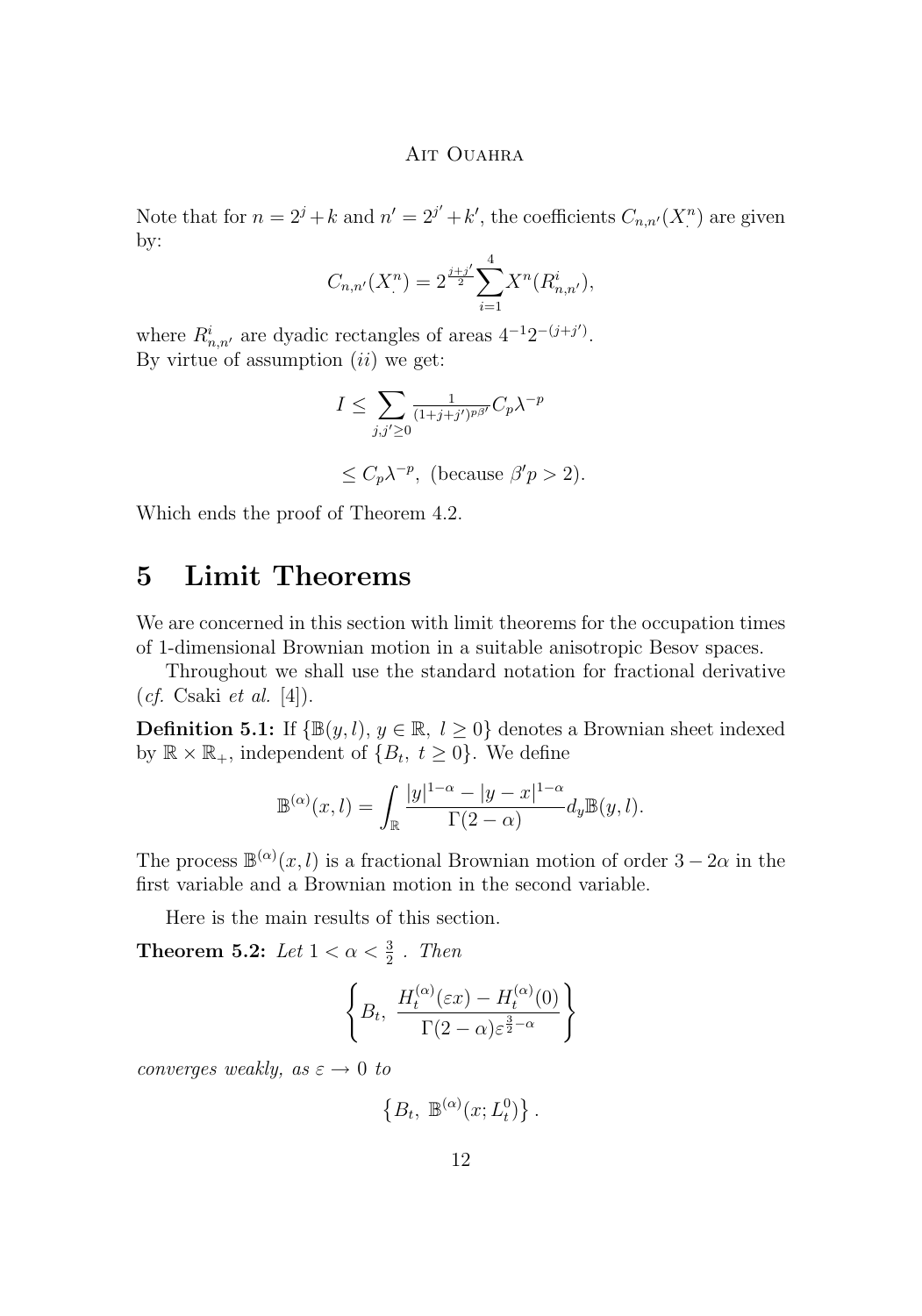Note that for $n = 2^j + k$ and $n' = 2^{j'} + k'$, the coefficients $C_{n,n'}(X^n_\cdot)$ are given by:

$$C_{n,n'}(X^n_\cdot) = 2^{\frac{j+j'}{2}} \sum_{i=1}^{4} X^n(R^i_{n,n'}),$$

where $R^i_{n,n'}$ are dyadic rectangles of areas $4^{-1}2^{-(j+j')}$.
By virtue of assumption $(ii)$ we get:

$$I \leq \sum_{j,j' \geq 0} \tfrac{1}{(1+j+j')^{p\beta'}} C_p \lambda^{-p}$$

$$\leq C_p \lambda^{-p}, \text{ (because } \beta' p > 2).$$

Which ends the proof of Theorem 4.2.

# 5 Limit Theorems

We are concerned in this section with limit theorems for the occupation times of 1-dimensional Brownian motion in a suitable anisotropic Besov spaces.

Throughout we shall use the standard notation for fractional derivative (*cf.* Csaki *et al.* [4]).

**Definition 5.1:** If $\{\mathbb{B}(y,l),\ y \in \mathbb{R},\ l \geq 0\}$ denotes a Brownian sheet indexed by $\mathbb{R} \times \mathbb{R}_+$, independent of $\{B_t,\ t \geq 0\}$. We define

$$\mathbb{B}^{(\alpha)}(x,l) = \int_{\mathbb{R}} \frac{|y|^{1-\alpha} - |y-x|^{1-\alpha}}{\Gamma(2-\alpha)} d_y \mathbb{B}(y,l).$$

The process $\mathbb{B}^{(\alpha)}(x,l)$ is a fractional Brownian motion of order $3 - 2\alpha$ in the first variable and a Brownian motion in the second variable.

Here is the main results of this section.

**Theorem 5.2:** *Let* $1 < \alpha < \frac{3}{2}$ *. Then*

$$\left\{ B_t,\ \frac{H_t^{(\alpha)}(\varepsilon x) - H_t^{(\alpha)}(0)}{\Gamma(2-\alpha)\varepsilon^{\frac{3}{2}-\alpha}} \right\}$$

*converges weakly, as* $\varepsilon \to 0$ *to*

$$\left\{ B_t,\ \mathbb{B}^{(\alpha)}(x; L_t^0) \right\}.$$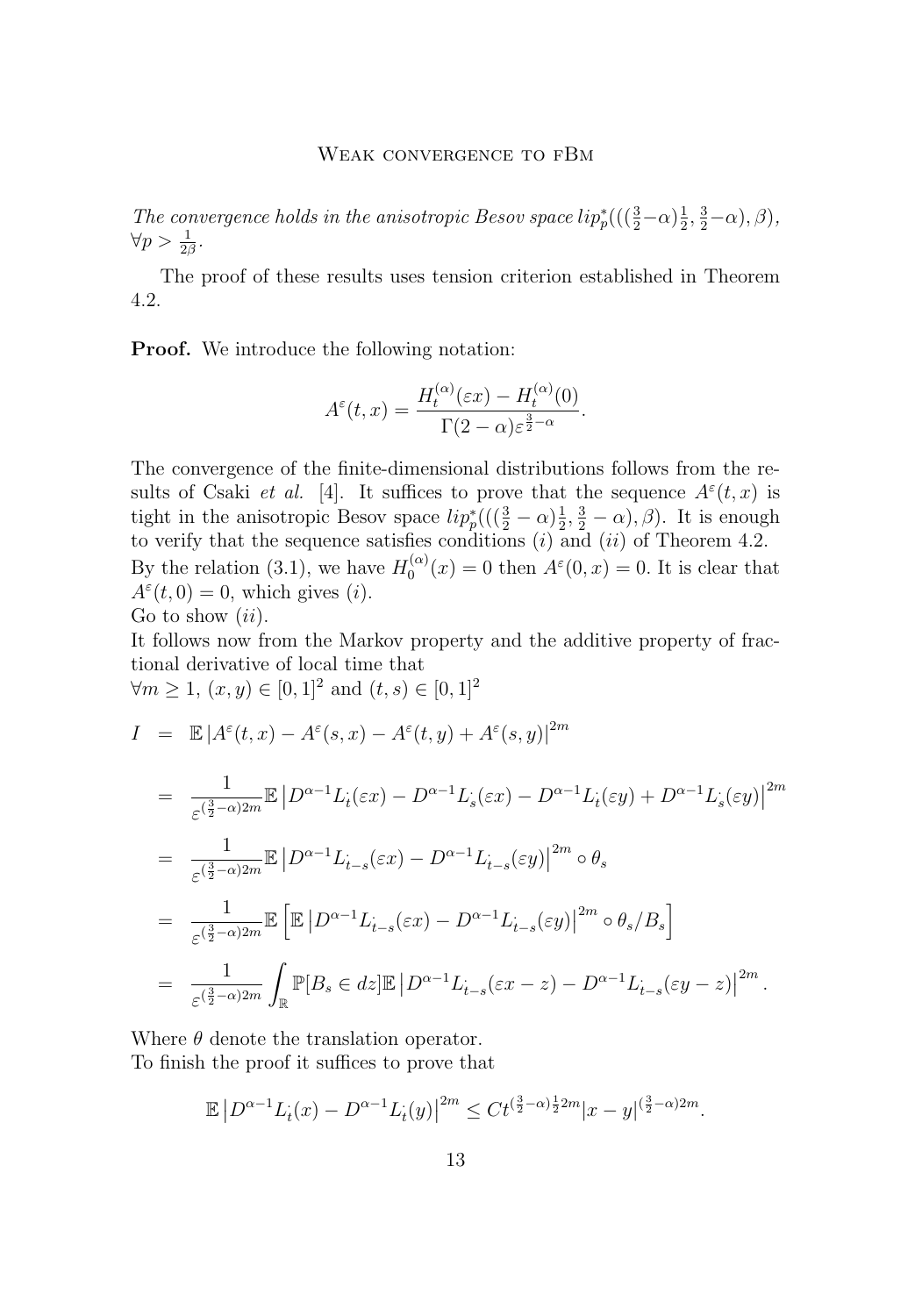*The convergence holds in the anisotropic Besov space $lip_p^*(((\frac{3}{2}-\alpha)\frac{1}{2},\frac{3}{2}-\alpha),\beta)$, $\forall p > \frac{1}{2\beta}$.*

The proof of these results uses tension criterion established in Theorem 4.2.

**Proof.** We introduce the following notation:

$$A^{\varepsilon}(t,x) = \frac{H_t^{(\alpha)}(\varepsilon x) - H_t^{(\alpha)}(0)}{\Gamma(2-\alpha)\varepsilon^{\frac{3}{2}-\alpha}}.$$

The convergence of the finite-dimensional distributions follows from the results of Csaki *et al.* [4]. It suffices to prove that the sequence $A^{\varepsilon}(t,x)$ is tight in the anisotropic Besov space $lip_p^*(((\frac{3}{2}-\alpha)\frac{1}{2},\frac{3}{2}-\alpha),\beta)$. It is enough to verify that the sequence satisfies conditions $(i)$ and $(ii)$ of Theorem 4.2. By the relation (3.1), we have $H_0^{(\alpha)}(x) = 0$ then $A^{\varepsilon}(0,x) = 0$. It is clear that $A^{\varepsilon}(t,0) = 0$, which gives $(i)$.
Go to show $(ii)$.
It follows now from the Markov property and the additive property of fractional derivative of local time that
$\forall m \geq 1$, $(x,y) \in [0,1]^2$ and $(t,s) \in [0,1]^2$

$$\begin{aligned}
I &= \mathbb{E}\left|A^{\varepsilon}(t,x) - A^{\varepsilon}(s,x) - A^{\varepsilon}(t,y) + A^{\varepsilon}(s,y)\right|^{2m} \\
&= \frac{1}{\varepsilon^{(\frac{3}{2}-\alpha)2m}}\mathbb{E}\left|D^{\alpha-1}L_t^{\cdot}(\varepsilon x) - D^{\alpha-1}L_s^{\cdot}(\varepsilon x) - D^{\alpha-1}L_t^{\cdot}(\varepsilon y) + D^{\alpha-1}L_s^{\cdot}(\varepsilon y)\right|^{2m} \\
&= \frac{1}{\varepsilon^{(\frac{3}{2}-\alpha)2m}}\mathbb{E}\left|D^{\alpha-1}L_{t-s}^{\cdot}(\varepsilon x) - D^{\alpha-1}L_{t-s}^{\cdot}(\varepsilon y)\right|^{2m} \circ \theta_s \\
&= \frac{1}{\varepsilon^{(\frac{3}{2}-\alpha)2m}}\mathbb{E}\left[\mathbb{E}\left|D^{\alpha-1}L_{t-s}^{\cdot}(\varepsilon x) - D^{\alpha-1}L_{t-s}^{\cdot}(\varepsilon y)\right|^{2m} \circ \theta_s / B_s\right] \\
&= \frac{1}{\varepsilon^{(\frac{3}{2}-\alpha)2m}}\int_{\mathbb{R}}\mathbb{P}[B_s \in dz]\mathbb{E}\left|D^{\alpha-1}L_{t-s}^{\cdot}(\varepsilon x - z) - D^{\alpha-1}L_{t-s}^{\cdot}(\varepsilon y - z)\right|^{2m}.
\end{aligned}$$

Where $\theta$ denote the translation operator.
To finish the proof it suffices to prove that

$$\mathbb{E}\left|D^{\alpha-1}L_t^{\cdot}(x) - D^{\alpha-1}L_t^{\cdot}(y)\right|^{2m} \leq Ct^{(\frac{3}{2}-\alpha)\frac{1}{2}2m}|x-y|^{(\frac{3}{2}-\alpha)2m}.$$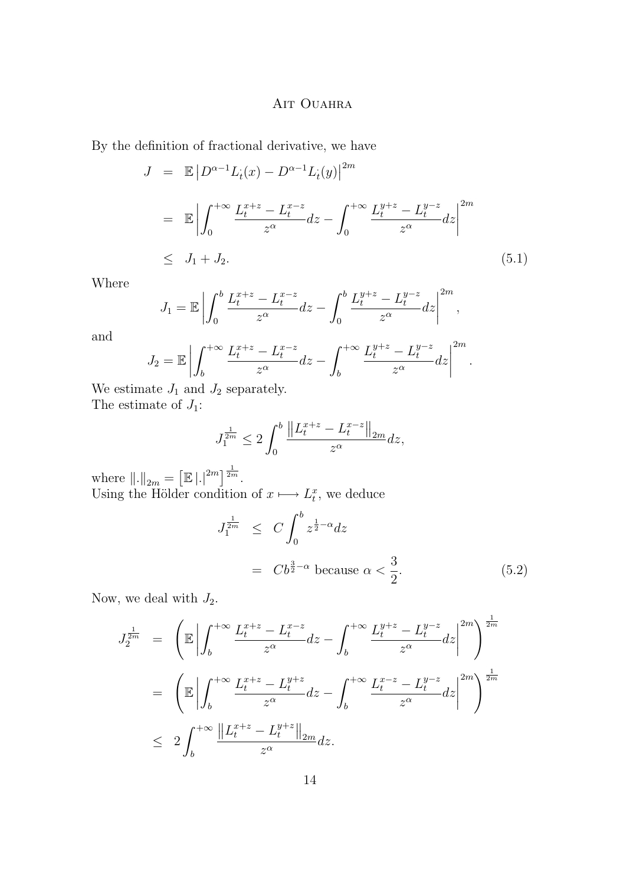By the definition of fractional derivative, we have

$$
\begin{aligned}
J &= \mathbb{E}\left|D^{\alpha-1}L_t(x) - D^{\alpha-1}L_t(y)\right|^{2m} \\
&= \mathbb{E}\left|\int_0^{+\infty} \frac{L_t^{x+z} - L_t^{x-z}}{z^\alpha}dz - \int_0^{+\infty} \frac{L_t^{y+z} - L_t^{y-z}}{z^\alpha}dz\right|^{2m} \\
&\leq J_1 + J_2. \qquad (5.1)
\end{aligned}
$$

Where

$$
J_1 = \mathbb{E}\left|\int_0^{b} \frac{L_t^{x+z} - L_t^{x-z}}{z^\alpha}dz - \int_0^{b} \frac{L_t^{y+z} - L_t^{y-z}}{z^\alpha}dz\right|^{2m},
$$

and

$$
J_2 = \mathbb{E}\left|\int_b^{+\infty} \frac{L_t^{x+z} - L_t^{x-z}}{z^\alpha}dz - \int_b^{+\infty} \frac{L_t^{y+z} - L_t^{y-z}}{z^\alpha}dz\right|^{2m}.
$$

We estimate $J_1$ and $J_2$ separately.
The estimate of $J_1$:

$$
J_1^{\frac{1}{2m}} \leq 2\int_0^b \frac{\left\|L_t^{x+z} - L_t^{x-z}\right\|_{2m}}{z^\alpha}dz,
$$

where $\|.\|_{2m} = \left[\mathbb{E}\left|.\right|^{2m}\right]^{\frac{1}{2m}}$.
Using the Hölder condition of $x \longmapsto L_t^x$, we deduce

$$
\begin{aligned}
J_1^{\frac{1}{2m}} &\leq C\int_0^b z^{\frac{1}{2}-\alpha}dz \\
&= Cb^{\frac{3}{2}-\alpha} \text{ because } \alpha < \frac{3}{2}. \qquad (5.2)
\end{aligned}
$$

Now, we deal with $J_2$.

$$
\begin{aligned}
J_2^{\frac{1}{2m}} &= \left(\mathbb{E}\left|\int_b^{+\infty} \frac{L_t^{x+z} - L_t^{x-z}}{z^\alpha}dz - \int_b^{+\infty} \frac{L_t^{y+z} - L_t^{y-z}}{z^\alpha}dz\right|^{2m}\right)^{\frac{1}{2m}} \\
&= \left(\mathbb{E}\left|\int_b^{+\infty} \frac{L_t^{x+z} - L_t^{y+z}}{z^\alpha}dz - \int_b^{+\infty} \frac{L_t^{x-z} - L_t^{y-z}}{z^\alpha}dz\right|^{2m}\right)^{\frac{1}{2m}} \\
&\leq 2\int_b^{+\infty} \frac{\left\|L_t^{x+z} - L_t^{y+z}\right\|_{2m}}{z^\alpha}dz.
\end{aligned}
$$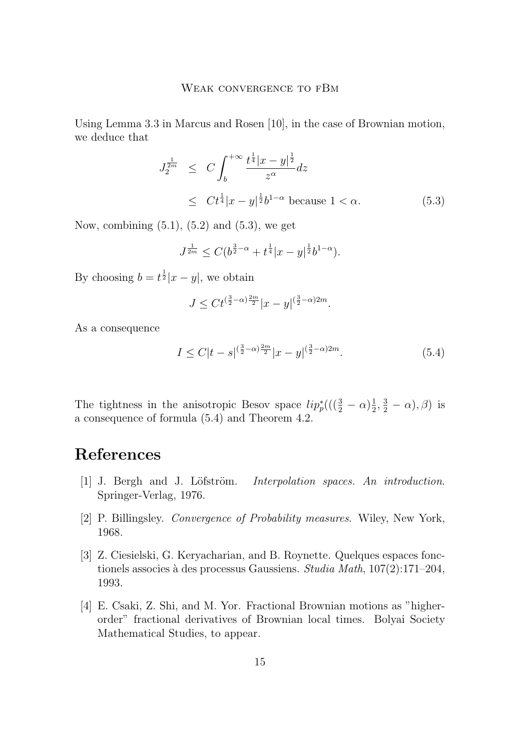Using Lemma 3.3 in Marcus and Rosen [10], in the case of Brownian motion, we deduce that

$$
\begin{aligned}
J_2^{\frac{1}{2m}} &\leq C \int_b^{+\infty} \frac{t^{\frac{1}{4}} |x-y|^{\frac{1}{2}}}{z^\alpha} dz \\
&\leq Ct^{\frac{1}{4}} |x-y|^{\frac{1}{2}} b^{1-\alpha} \text{ because } 1 < \alpha. \qquad (5.3)
\end{aligned}
$$

Now, combining (5.1), (5.2) and (5.3), we get

$$
J^{\frac{1}{2m}} \leq C(b^{\frac{3}{2}-\alpha} + t^{\frac{1}{4}} |x-y|^{\frac{1}{2}} b^{1-\alpha}).
$$

By choosing $b = t^{\frac{1}{2}} |x-y|$, we obtain

$$
J \leq Ct^{(\frac{3}{2}-\alpha)\frac{2m}{2}} |x-y|^{(\frac{3}{2}-\alpha)2m}.
$$

As a consequence

$$
I \leq C|t-s|^{(\frac{3}{2}-\alpha)\frac{2m}{2}} |x-y|^{(\frac{3}{2}-\alpha)2m}. \qquad (5.4)
$$

The tightness in the anisotropic Besov space $lip_p^*(((\frac{3}{2}-\alpha)\frac{1}{2}, \frac{3}{2}-\alpha), \beta)$ is a consequence of formula (5.4) and Theorem 4.2.

# References

[1] J. Bergh and J. Löfström. *Interpolation spaces. An introduction*. Springer-Verlag, 1976.

[2] P. Billingsley. *Convergence of Probability measures*. Wiley, New York, 1968.

[3] Z. Ciesielski, G. Keryacharian, and B. Roynette. Quelques espaces fonctionels associes à des processus Gaussiens. *Studia Math*, 107(2):171–204, 1993.

[4] E. Csaki, Z. Shi, and M. Yor. Fractional Brownian motions as "higher-order" fractional derivatives of Brownian local times. Bolyai Society Mathematical Studies, to appear.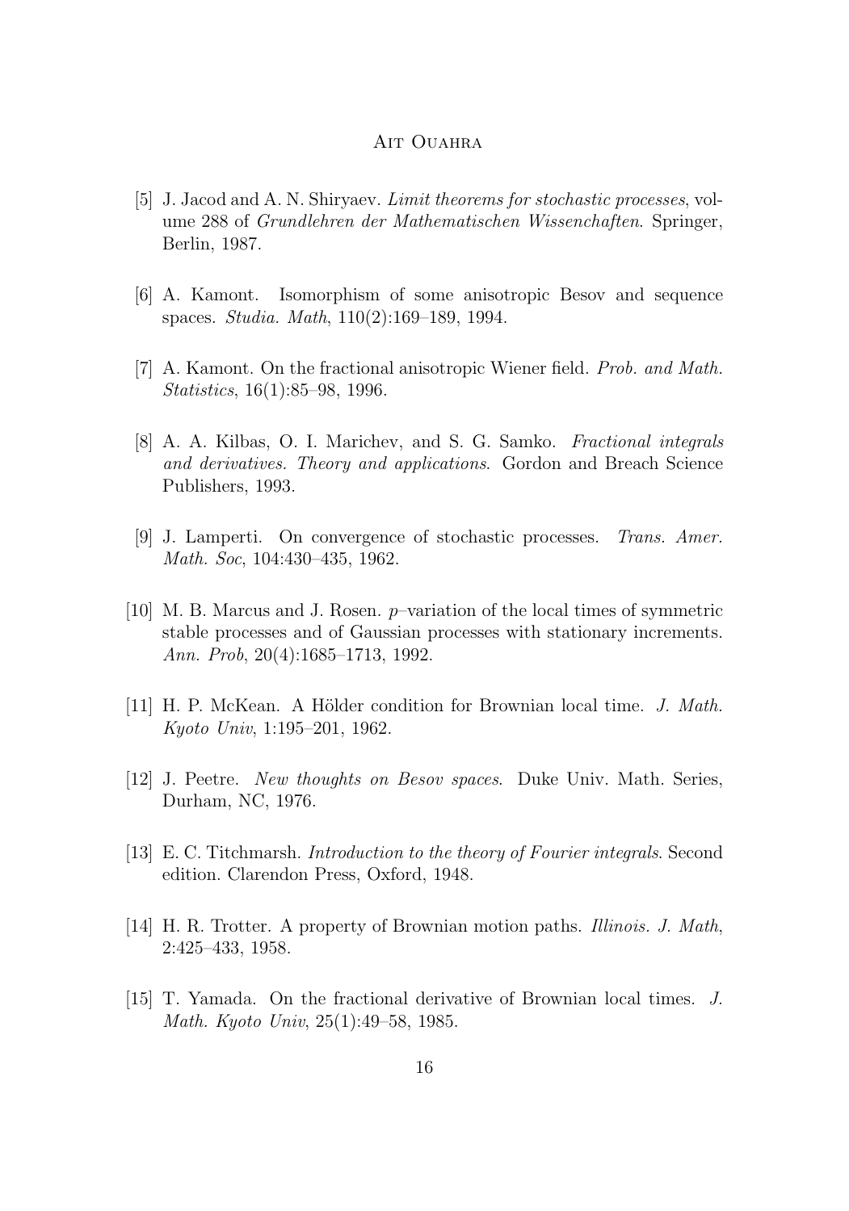[5] J. Jacod and A. N. Shiryaev. *Limit theorems for stochastic processes*, volume 288 of *Grundlehren der Mathematischen Wissenchaften*. Springer, Berlin, 1987.

[6] A. Kamont. Isomorphism of some anisotropic Besov and sequence spaces. *Studia. Math*, 110(2):169–189, 1994.

[7] A. Kamont. On the fractional anisotropic Wiener field. *Prob. and Math. Statistics*, 16(1):85–98, 1996.

[8] A. A. Kilbas, O. I. Marichev, and S. G. Samko. *Fractional integrals and derivatives. Theory and applications*. Gordon and Breach Science Publishers, 1993.

[9] J. Lamperti. On convergence of stochastic processes. *Trans. Amer. Math. Soc*, 104:430–435, 1962.

[10] M. B. Marcus and J. Rosen. $p$–variation of the local times of symmetric stable processes and of Gaussian processes with stationary increments. *Ann. Prob*, 20(4):1685–1713, 1992.

[11] H. P. McKean. A Hölder condition for Brownian local time. *J. Math. Kyoto Univ*, 1:195–201, 1962.

[12] J. Peetre. *New thoughts on Besov spaces*. Duke Univ. Math. Series, Durham, NC, 1976.

[13] E. C. Titchmarsh. *Introduction to the theory of Fourier integrals*. Second edition. Clarendon Press, Oxford, 1948.

[14] H. R. Trotter. A property of Brownian motion paths. *Illinois. J. Math*, 2:425–433, 1958.

[15] T. Yamada. On the fractional derivative of Brownian local times. *J. Math. Kyoto Univ*, 25(1):49–58, 1985.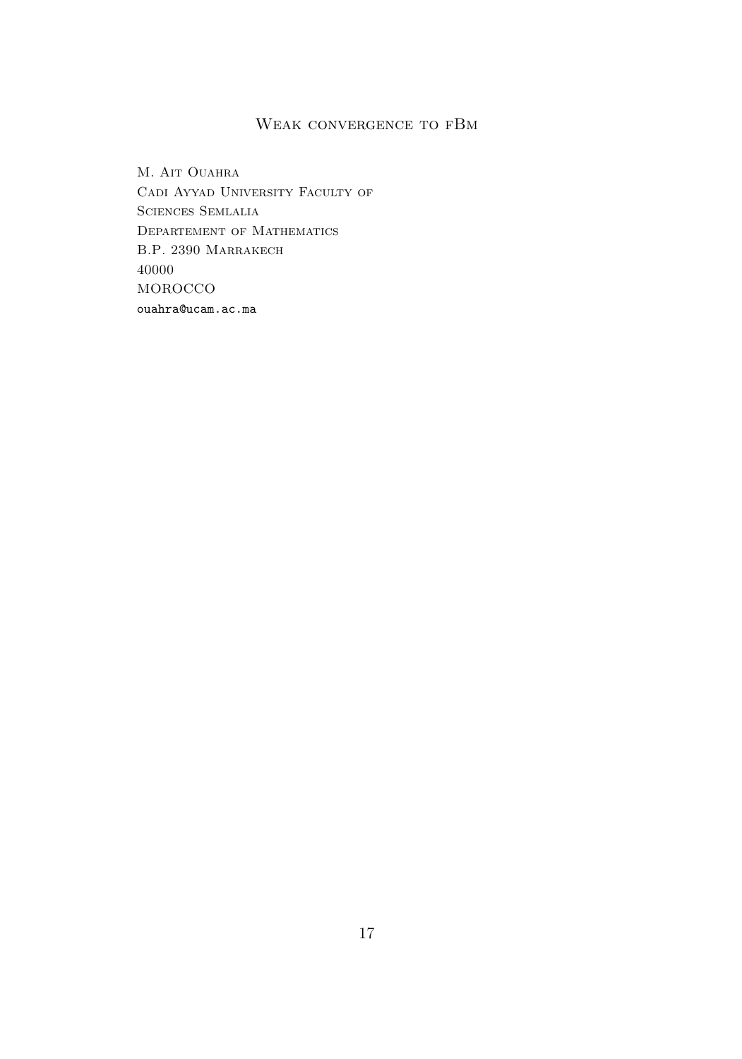M. Ait Ouahra
Cadi Ayyad University Faculty of
Sciences Semlalia
Departement of Mathematics
B.P. 2390 Marrakech
40000
MOROCCO
ouahra@ucam.ac.ma